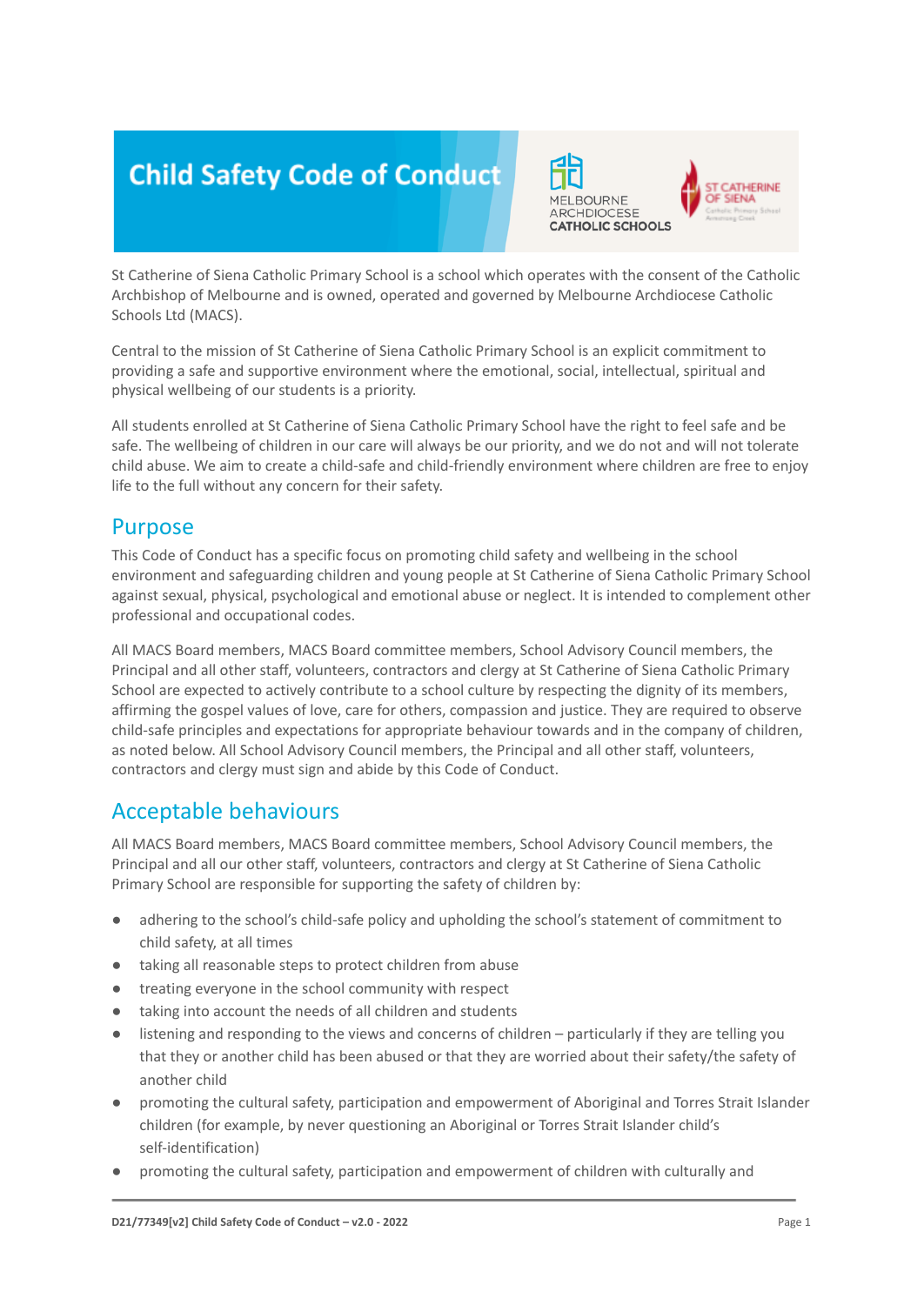# Child Safety Code of Conduct

St Catherine of Siena Catholic Primary School is a school which operates with the consent of the Catholic Archbishop of Melbourne and is owned, operated and governed by Melbourne Archdiocese Catholic Schools Ltd (MACS).

Central to the mission of St Catherine of Siena Catholic Primary School is an explicit commitment to providing a safe and supportive environment where the emotional, social, intellectual, spiritual and physical wellbeing of our students is a priority.

All students enrolled at St Catherine of Siena Catholic Primary School have the right to feel safe and be safe. The wellbeing of children in our care will always be our priority, and we do not and will not tolerate child abuse. We aim to create a child-safe and child-friendly environment where children are free to enjoy life to the full without any concern for their safety.

## Purpose

This Code of Conduct has a specific focus on promoting child safety and wellbeing in the school environment and safeguarding children and young people at St Catherine of Siena Catholic Primary School against sexual, physical, psychological and emotional abuse or neglect. It is intended to complement other professional and occupational codes.

All MACS Board members, MACS Board committee members, School Advisory Council members, the Principal and all other staff, volunteers, contractors and clergy at St Catherine of Siena Catholic Primary School are expected to actively contribute to a school culture by respecting the dignity of its members, affirming the gospel values of love, care for others, compassion and justice. They are required to observe child-safe principles and expectations for appropriate behaviour towards and in the company of children, as noted below. All School Advisory Council members, the Principal and all other staff, volunteers, contractors and clergy must sign and abide by this Code of Conduct.

## Acceptable behaviours

All MACS Board members, MACS Board committee members, School Advisory Council members, the Principal and all our other staff, volunteers, contractors and clergy at St Catherine of Siena Catholic Primary School are responsible for supporting the safety of children by:

- adhering to the school's child-safe policy and upholding the school's statement of commitment to child safety, at all times
- taking all reasonable steps to protect children from abuse
- treating everyone in the school community with respect
- taking into account the needs of all children and students
- listening and responding to the views and concerns of children – particularly if they are telling you that they or another child has been abused or that they are worried about their safety/the safety of another child
- promoting the cultural safety, participation and empowerment of Aboriginal and Torres Strait Islander children (for example, by never questioning an Aboriginal or Torres Strait Islander child's self-identification)
- promoting the cultural safety, participation and empowerment of children with culturally and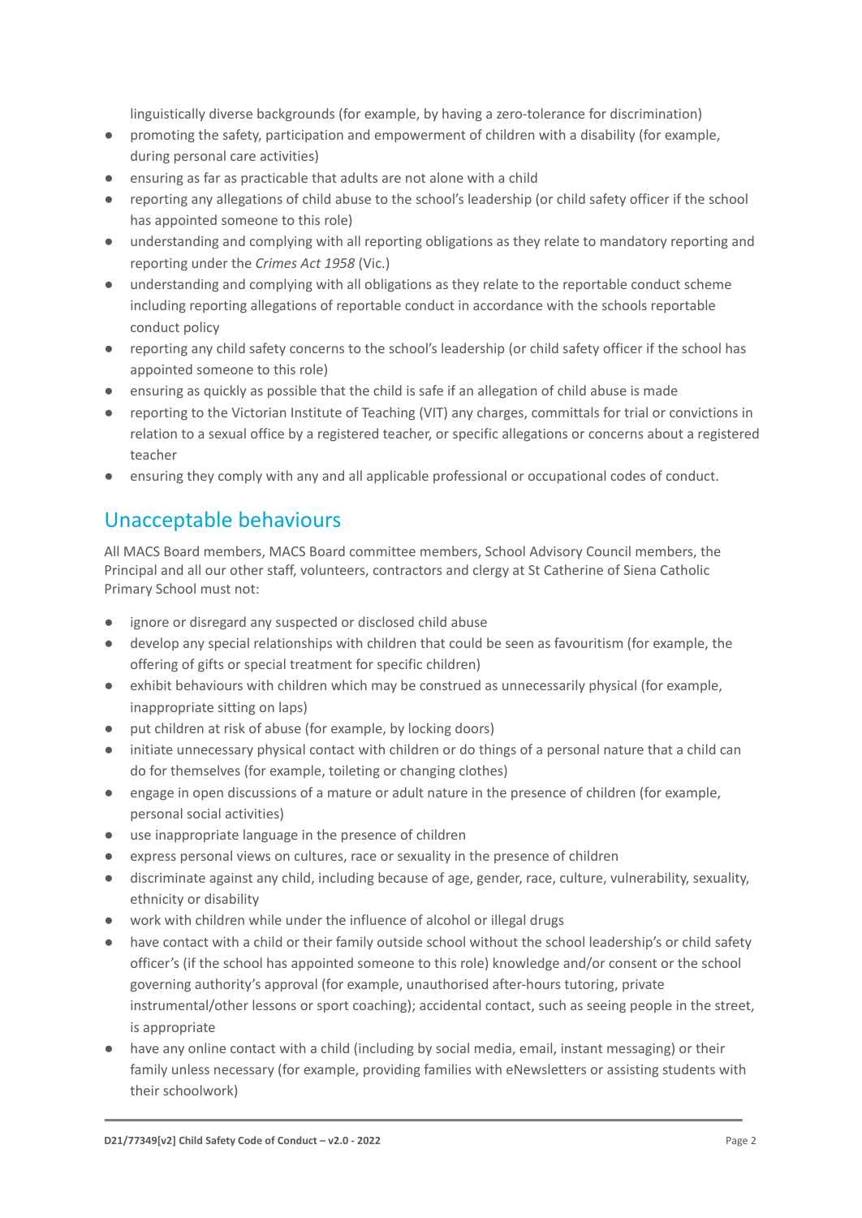linguistically diverse backgrounds (for example, by having a zero-tolerance for discrimination)

- promoting the safety, participation and empowerment of children with a disability (for example, during personal care activities)
- ensuring as far as practicable that adults are not alone with a child
- reporting any allegations of child abuse to the school's leadership (or child safety officer if the school has appointed someone to this role)
- understanding and complying with all reporting obligations as they relate to mandatory reporting and reporting under the *Crimes Act 1958* (Vic.)
- understanding and complying with all obligations as they relate to the reportable conduct scheme including reporting allegations of reportable conduct in accordance with the schools reportable conduct policy
- reporting any child safety concerns to the school's leadership (or child safety officer if the school has appointed someone to this role)
- ensuring as quickly as possible that the child is safe if an allegation of child abuse is made
- reporting to the Victorian Institute of Teaching (VIT) any charges, committals for trial or convictions in relation to a sexual office by a registered teacher, or specific allegations or concerns about a registered teacher
- ensuring they comply with any and all applicable professional or occupational codes of conduct.

## Unacceptable behaviours

All MACS Board members, MACS Board committee members, School Advisory Council members, the Principal and all our other staff, volunteers, contractors and clergy at St Catherine of Siena Catholic Primary School must not:

- ignore or disregard any suspected or disclosed child abuse
- develop any special relationships with children that could be seen as favouritism (for example, the offering of gifts or special treatment for specific children)
- exhibit behaviours with children which may be construed as unnecessarily physical (for example, inappropriate sitting on laps)
- put children at risk of abuse (for example, by locking doors)
- initiate unnecessary physical contact with children or do things of a personal nature that a child can do for themselves (for example, toileting or changing clothes)
- engage in open discussions of a mature or adult nature in the presence of children (for example, personal social activities)
- use inappropriate language in the presence of children
- express personal views on cultures, race or sexuality in the presence of children
- discriminate against any child, including because of age, gender, race, culture, vulnerability, sexuality, ethnicity or disability
- work with children while under the influence of alcohol or illegal drugs
- have contact with a child or their family outside school without the school leadership's or child safety officer's (if the school has appointed someone to this role) knowledge and/or consent or the school governing authority's approval (for example, unauthorised after-hours tutoring, private instrumental/other lessons or sport coaching); accidental contact, such as seeing people in the street, is appropriate
- have any online contact with a child (including by social media, email, instant messaging) or their family unless necessary (for example, providing families with eNewsletters or assisting students with their schoolwork)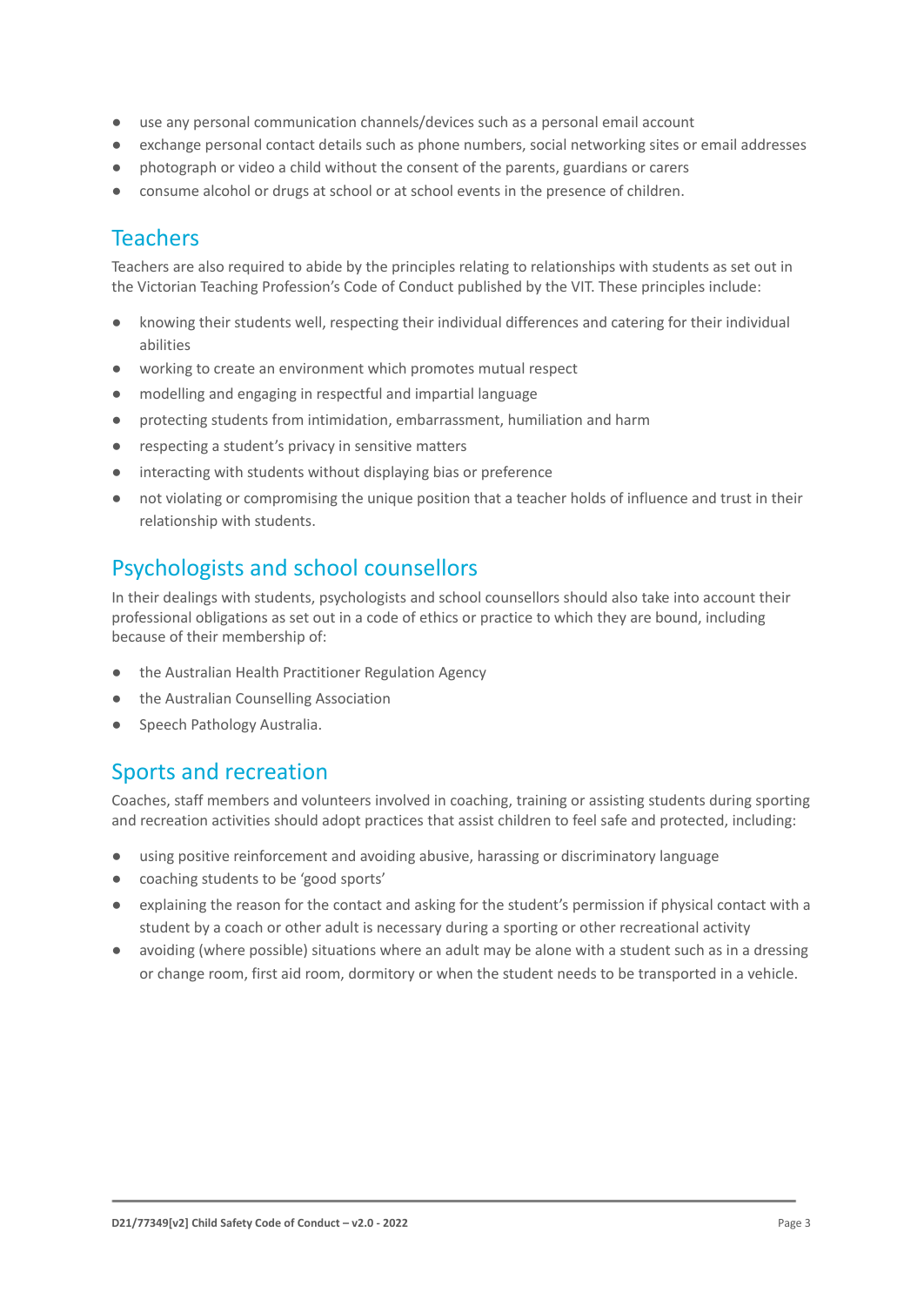- use any personal communication channels/devices such as a personal email account
- exchange personal contact details such as phone numbers, social networking sites or email addresses
- photograph or video a child without the consent of the parents, guardians or carers
- consume alcohol or drugs at school or at school events in the presence of children.

## Teachers

Teachers are also required to abide by the principles relating to relationships with students as set out in the Victorian Teaching Profession's Code of Conduct published by the VIT. These principles include:

- knowing their students well, respecting their individual differences and catering for their individual abilities
- working to create an environment which promotes mutual respect
- modelling and engaging in respectful and impartial language
- protecting students from intimidation, embarrassment, humiliation and harm
- respecting a student's privacy in sensitive matters
- interacting with students without displaying bias or preference
- not violating or compromising the unique position that a teacher holds of influence and trust in their relationship with students.

## Psychologists and school counsellors

In their dealings with students, psychologists and school counsellors should also take into account their professional obligations as set out in a code of ethics or practice to which they are bound, including because of their membership of:

- the Australian Health Practitioner Regulation Agency
- the Australian Counselling Association
- Speech Pathology Australia.

## Sports and recreation

Coaches, staff members and volunteers involved in coaching, training or assisting students during sporting and recreation activities should adopt practices that assist children to feel safe and protected, including:

- using positive reinforcement and avoiding abusive, harassing or discriminatory language
- coaching students to be 'good sports'
- explaining the reason for the contact and asking for the student's permission if physical contact with a student by a coach or other adult is necessary during a sporting or other recreational activity
- avoiding (where possible) situations where an adult may be alone with a student such as in a dressing or change room, first aid room, dormitory or when the student needs to be transported in a vehicle.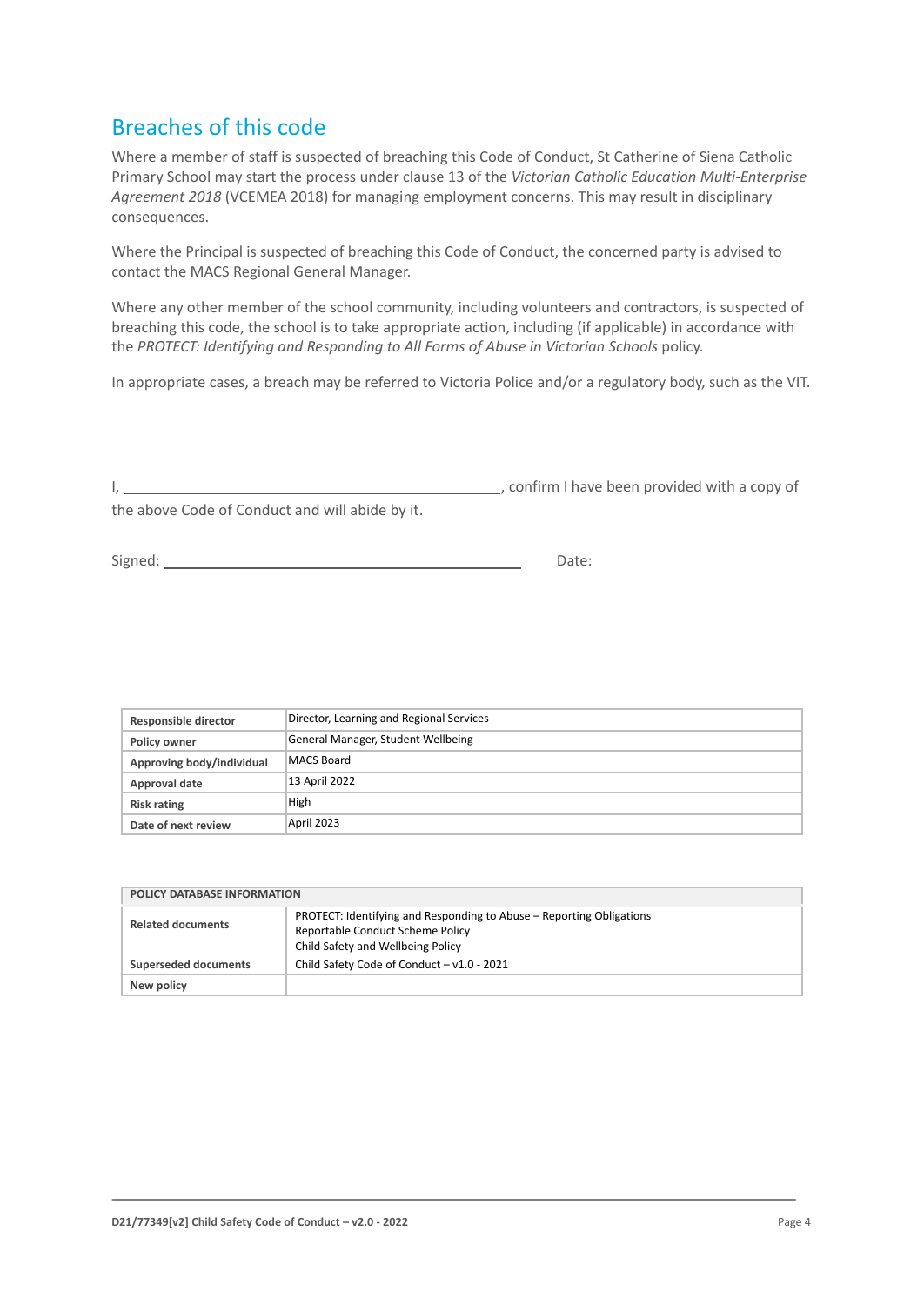## Breaches of this code

Where a member of staff is suspected of breaching this Code of Conduct, St Catherine of Siena Catholic Primary School may start the process under clause 13 of the *Victorian Catholic Education Multi-Enterprise Agreement 2018* (VCEMEA 2018) for managing employment concerns. This may result in disciplinary consequences.

Where the Principal is suspected of breaching this Code of Conduct, the concerned party is advised to contact the MACS Regional General Manager.

Where any other member of the school community, including volunteers and contractors, is suspected of breaching this code, the school is to take appropriate action, including (if applicable) in accordance with the *PROTECT: Identifying and Responding to All Forms of Abuse in Victorian Schools* policy.

In appropriate cases, a breach may be referred to Victoria Police and/or a regulatory body, such as the VIT.

I, ____________________________________, confirm I have been provided with a copy of the above Code of Conduct and will abide by it.

Signed: ____________________________________ Date:

| | |
|---|---|
| **Responsible director** | Director, Learning and Regional Services |
| **Policy owner** | General Manager, Student Wellbeing |
| **Approving body/individual** | MACS Board |
| **Approval date** | 13 April 2022 |
| **Risk rating** | High |
| **Date of next review** | April 2023 |

| **POLICY DATABASE INFORMATION** | |
|---|---|
| **Related documents** | PROTECT: Identifying and Responding to Abuse – Reporting Obligations<br>Reportable Conduct Scheme Policy<br>Child Safety and Wellbeing Policy |
| **Superseded documents** | Child Safety Code of Conduct – v1.0 - 2021 |
| **New policy** | |